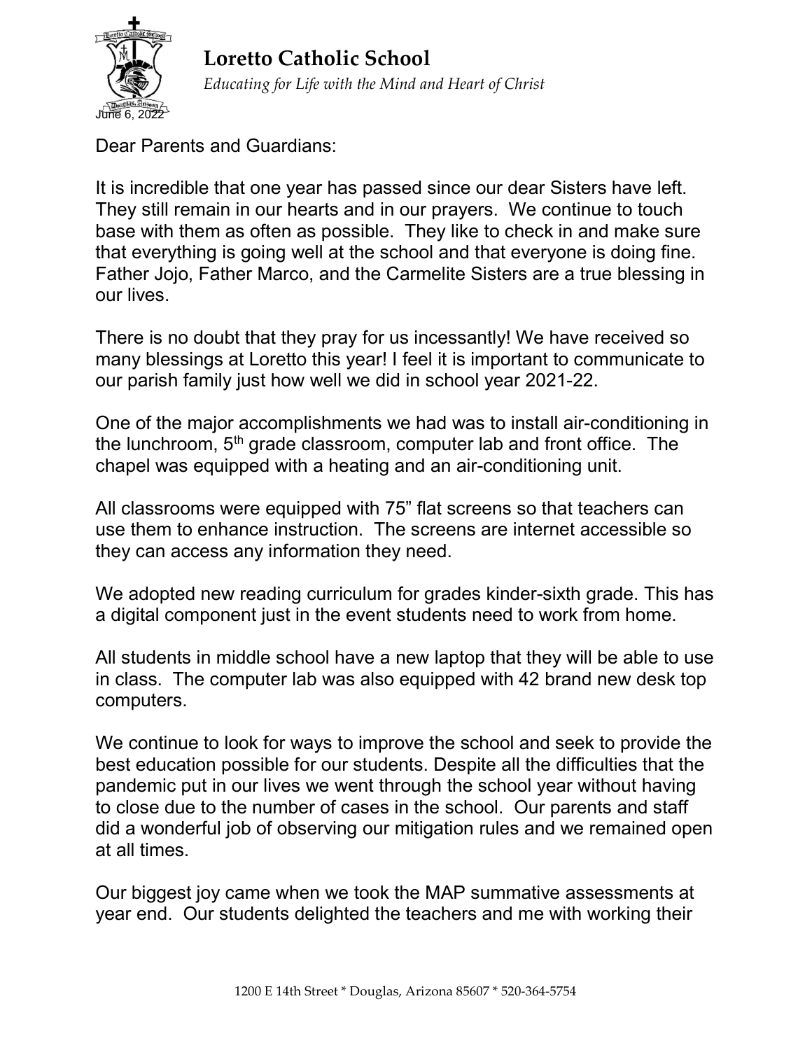# Loretto Catholic School

*Educating for Life with the Mind and Heart of Christ*

June 6, 2022

Dear Parents and Guardians:

It is incredible that one year has passed since our dear Sisters have left. They still remain in our hearts and in our prayers. We continue to touch base with them as often as possible. They like to check in and make sure that everything is going well at the school and that everyone is doing fine. Father Jojo, Father Marco, and the Carmelite Sisters are a true blessing in our lives.

There is no doubt that they pray for us incessantly! We have received so many blessings at Loretto this year! I feel it is important to communicate to our parish family just how well we did in school year 2021-22.

One of the major accomplishments we had was to install air-conditioning in the lunchroom, 5th grade classroom, computer lab and front office. The chapel was equipped with a heating and an air-conditioning unit.

All classrooms were equipped with 75" flat screens so that teachers can use them to enhance instruction. The screens are internet accessible so they can access any information they need.

We adopted new reading curriculum for grades kinder-sixth grade. This has a digital component just in the event students need to work from home.

All students in middle school have a new laptop that they will be able to use in class. The computer lab was also equipped with 42 brand new desk top computers.

We continue to look for ways to improve the school and seek to provide the best education possible for our students. Despite all the difficulties that the pandemic put in our lives we went through the school year without having to close due to the number of cases in the school. Our parents and staff did a wonderful job of observing our mitigation rules and we remained open at all times.

Our biggest joy came when we took the MAP summative assessments at year end. Our students delighted the teachers and me with working their

1200 E 14th Street * Douglas, Arizona 85607 * 520-364-5754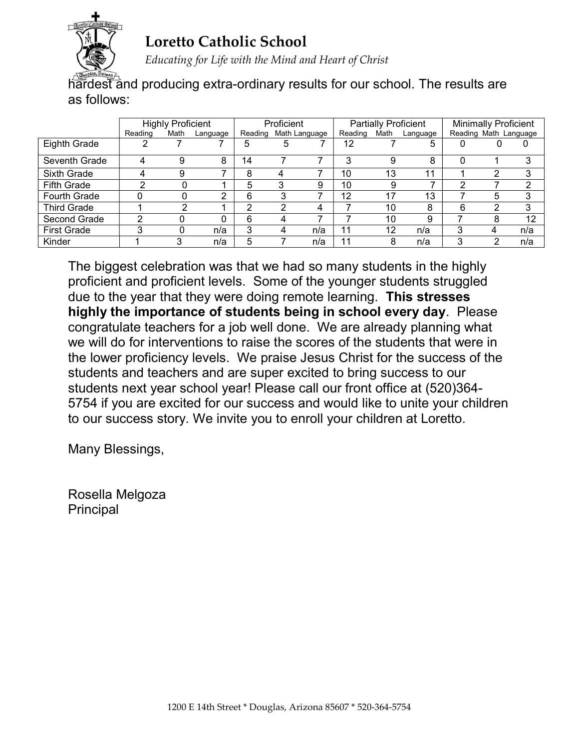# Loretto Catholic School

*Educating for Life with the Mind and Heart of Christ*

hardest and producing extra-ordinary results for our school. The results are as follows:

| | Highly Proficient | | | Proficient | | | Partially Proficient | | | Minimally Proficient | | |
|---|---|---|---|---|---|---|---|---|---|---|---|---|
| | Reading | Math | Language | Reading | Math | Language | Reading | Math | Language | Reading | Math | Language |
| Eighth Grade | 2 | 7 | 7 | 5 | 5 | 7 | 12 | 7 | 5 | 0 | 0 | 0 |
| Seventh Grade | 4 | 9 | 8 | 14 | 7 | 7 | 3 | 9 | 8 | 0 | 1 | 3 |
| Sixth Grade | 4 | 9 | 7 | 8 | 4 | 7 | 10 | 13 | 11 | 1 | 2 | 3 |
| Fifth Grade | 2 | 0 | 1 | 5 | 3 | 9 | 10 | 9 | 7 | 2 | 7 | 2 |
| Fourth Grade | 0 | 0 | 2 | 6 | 3 | 7 | 12 | 17 | 13 | 7 | 5 | 3 |
| Third Grade | 1 | 2 | 1 | 2 | 2 | 4 | 7 | 10 | 8 | 6 | 2 | 3 |
| Second Grade | 2 | 0 | 0 | 6 | 4 | 7 | 7 | 10 | 9 | 7 | 8 | 12 |
| First Grade | 3 | 0 | n/a | 3 | 4 | n/a | 11 | 12 | n/a | 3 | 4 | n/a |
| Kinder | 1 | 3 | n/a | 5 | 7 | n/a | 11 | 8 | n/a | 3 | 2 | n/a |

The biggest celebration was that we had so many students in the highly proficient and proficient levels. Some of the younger students struggled due to the year that they were doing remote learning. **This stresses highly the importance of students being in school every day**. Please congratulate teachers for a job well done. We are already planning what we will do for interventions to raise the scores of the students that were in the lower proficiency levels. We praise Jesus Christ for the success of the students and teachers and are super excited to bring success to our students next year school year! Please call our front office at (520)364-5754 if you are excited for our success and would like to unite your children to our success story. We invite you to enroll your children at Loretto.

Many Blessings,

Rosella Melgoza
Principal

1200 E 14th Street * Douglas, Arizona 85607 * 520-364-5754